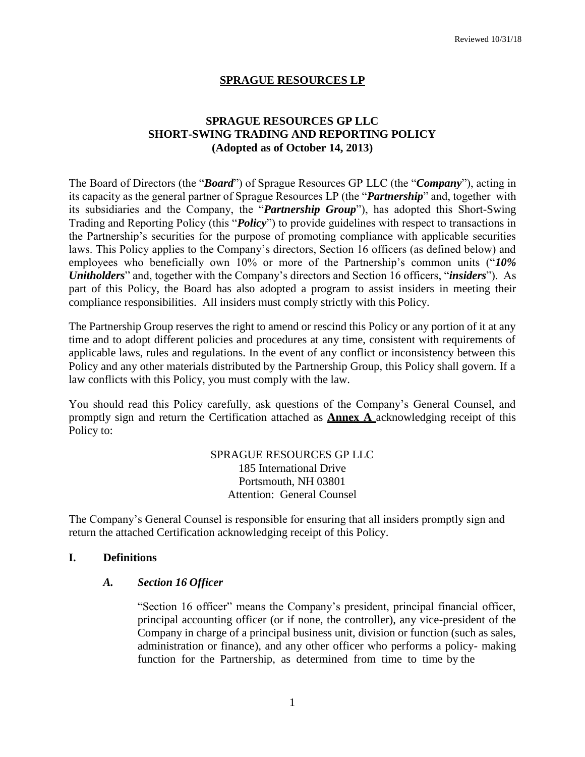Reviewed 10/31/18

**SPRAGUE RESOURCES LP**

**SPRAGUE RESOURCES GP LLC**
**SHORT-SWING TRADING AND REPORTING POLICY**
**(Adopted as of October 14, 2013)**

The Board of Directors (the "***Board***") of Sprague Resources GP LLC (the "***Company***"), acting in its capacity as the general partner of Sprague Resources LP (the "***Partnership***" and, together with its subsidiaries and the Company, the "***Partnership Group***"), has adopted this Short-Swing Trading and Reporting Policy (this "***Policy***") to provide guidelines with respect to transactions in the Partnership's securities for the purpose of promoting compliance with applicable securities laws. This Policy applies to the Company's directors, Section 16 officers (as defined below) and employees who beneficially own 10% or more of the Partnership's common units ("***10% Unitholders***" and, together with the Company's directors and Section 16 officers, "***insiders***"). As part of this Policy, the Board has also adopted a program to assist insiders in meeting their compliance responsibilities. All insiders must comply strictly with this Policy.

The Partnership Group reserves the right to amend or rescind this Policy or any portion of it at any time and to adopt different policies and procedures at any time, consistent with requirements of applicable laws, rules and regulations. In the event of any conflict or inconsistency between this Policy and any other materials distributed by the Partnership Group, this Policy shall govern. If a law conflicts with this Policy, you must comply with the law.

You should read this Policy carefully, ask questions of the Company's General Counsel, and promptly sign and return the Certification attached as **Annex A** acknowledging receipt of this Policy to:

SPRAGUE RESOURCES GP LLC
185 International Drive
Portsmouth, NH 03801
Attention: General Counsel

The Company's General Counsel is responsible for ensuring that all insiders promptly sign and return the attached Certification acknowledging receipt of this Policy.

## I. Definitions

### *A. Section 16 Officer*

"Section 16 officer" means the Company's president, principal financial officer, principal accounting officer (or if none, the controller), any vice-president of the Company in charge of a principal business unit, division or function (such as sales, administration or finance), and any other officer who performs a policy- making function for the Partnership, as determined from time to time by the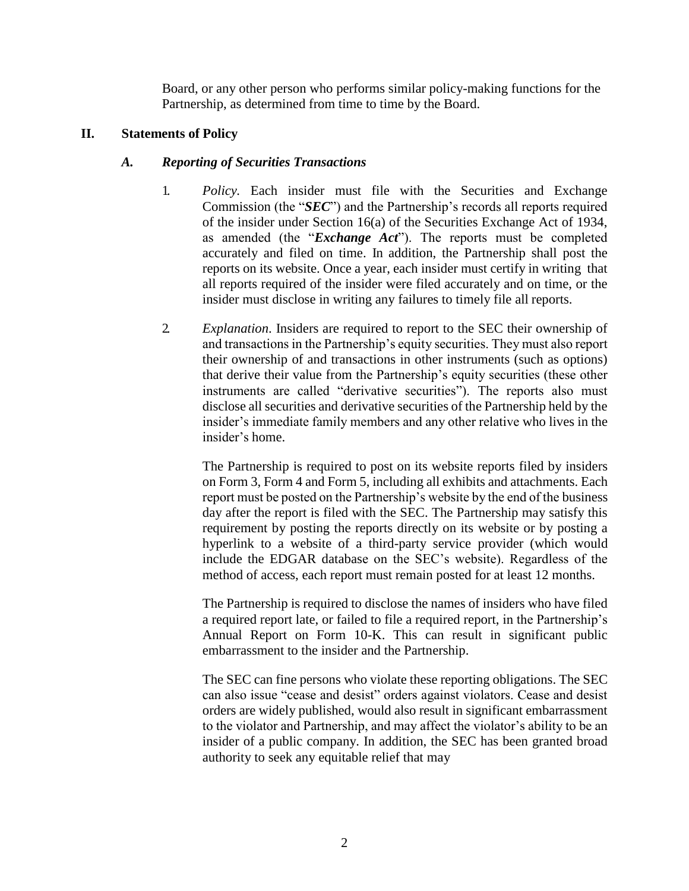Board, or any other person who performs similar policy-making functions for the Partnership, as determined from time to time by the Board.

## II. Statements of Policy

### *A. Reporting of Securities Transactions*

1. *Policy.* Each insider must file with the Securities and Exchange Commission (the "***SEC***") and the Partnership's records all reports required of the insider under Section 16(a) of the Securities Exchange Act of 1934, as amended (the "***Exchange Act***"). The reports must be completed accurately and filed on time. In addition, the Partnership shall post the reports on its website. Once a year, each insider must certify in writing that all reports required of the insider were filed accurately and on time, or the insider must disclose in writing any failures to timely file all reports.

2. *Explanation.* Insiders are required to report to the SEC their ownership of and transactions in the Partnership's equity securities. They must also report their ownership of and transactions in other instruments (such as options) that derive their value from the Partnership's equity securities (these other instruments are called "derivative securities"). The reports also must disclose all securities and derivative securities of the Partnership held by the insider's immediate family members and any other relative who lives in the insider's home.

   The Partnership is required to post on its website reports filed by insiders on Form 3, Form 4 and Form 5, including all exhibits and attachments. Each report must be posted on the Partnership's website by the end of the business day after the report is filed with the SEC. The Partnership may satisfy this requirement by posting the reports directly on its website or by posting a hyperlink to a website of a third-party service provider (which would include the EDGAR database on the SEC's website). Regardless of the method of access, each report must remain posted for at least 12 months.

   The Partnership is required to disclose the names of insiders who have filed a required report late, or failed to file a required report, in the Partnership's Annual Report on Form 10-K. This can result in significant public embarrassment to the insider and the Partnership.

   The SEC can fine persons who violate these reporting obligations. The SEC can also issue "cease and desist" orders against violators. Cease and desist orders are widely published, would also result in significant embarrassment to the violator and Partnership, and may affect the violator's ability to be an insider of a public company. In addition, the SEC has been granted broad authority to seek any equitable relief that may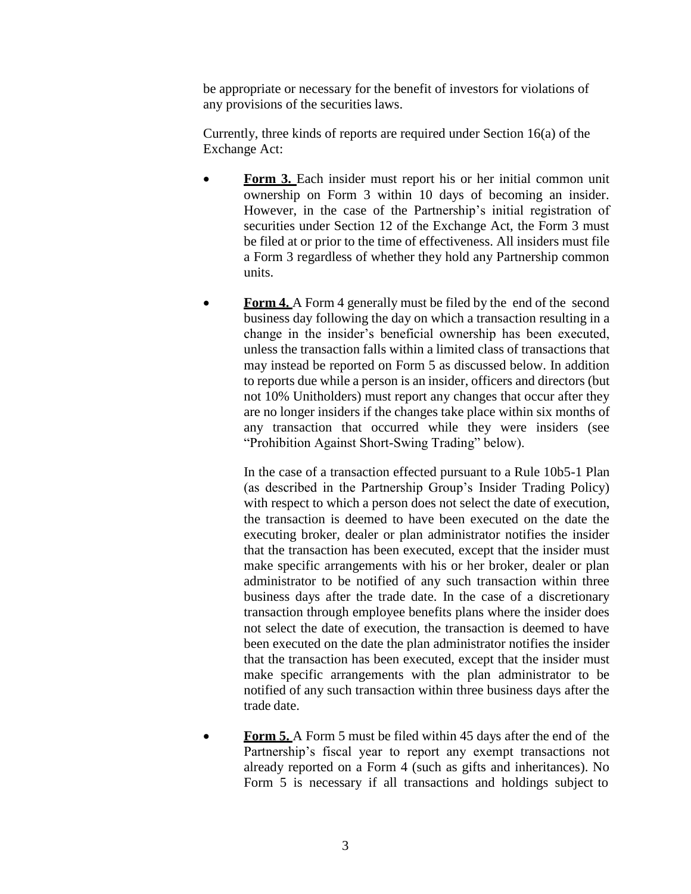be appropriate or necessary for the benefit of investors for violations of any provisions of the securities laws.

Currently, three kinds of reports are required under Section 16(a) of the Exchange Act:

- **Form 3.** Each insider must report his or her initial common unit ownership on Form 3 within 10 days of becoming an insider. However, in the case of the Partnership's initial registration of securities under Section 12 of the Exchange Act, the Form 3 must be filed at or prior to the time of effectiveness. All insiders must file a Form 3 regardless of whether they hold any Partnership common units.

- **Form 4.** A Form 4 generally must be filed by the end of the second business day following the day on which a transaction resulting in a change in the insider's beneficial ownership has been executed, unless the transaction falls within a limited class of transactions that may instead be reported on Form 5 as discussed below. In addition to reports due while a person is an insider, officers and directors (but not 10% Unitholders) must report any changes that occur after they are no longer insiders if the changes take place within six months of any transaction that occurred while they were insiders (see "Prohibition Against Short-Swing Trading" below).

  In the case of a transaction effected pursuant to a Rule 10b5-1 Plan (as described in the Partnership Group's Insider Trading Policy) with respect to which a person does not select the date of execution, the transaction is deemed to have been executed on the date the executing broker, dealer or plan administrator notifies the insider that the transaction has been executed, except that the insider must make specific arrangements with his or her broker, dealer or plan administrator to be notified of any such transaction within three business days after the trade date. In the case of a discretionary transaction through employee benefits plans where the insider does not select the date of execution, the transaction is deemed to have been executed on the date the plan administrator notifies the insider that the transaction has been executed, except that the insider must make specific arrangements with the plan administrator to be notified of any such transaction within three business days after the trade date.

- **Form 5.** A Form 5 must be filed within 45 days after the end of the Partnership's fiscal year to report any exempt transactions not already reported on a Form 4 (such as gifts and inheritances). No Form 5 is necessary if all transactions and holdings subject to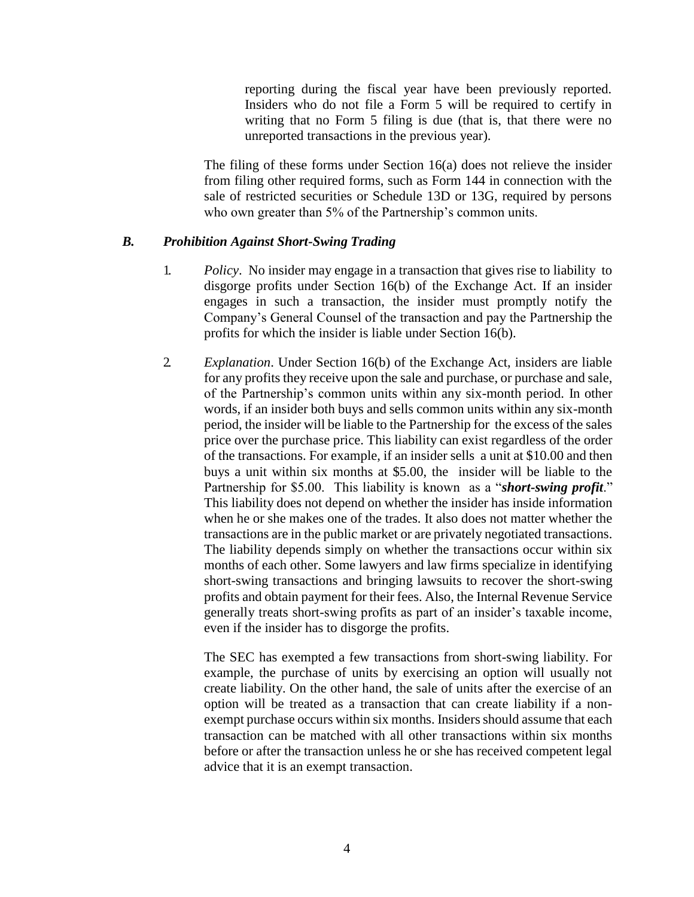reporting during the fiscal year have been previously reported. Insiders who do not file a Form 5 will be required to certify in writing that no Form 5 filing is due (that is, that there were no unreported transactions in the previous year).

The filing of these forms under Section 16(a) does not relieve the insider from filing other required forms, such as Form 144 in connection with the sale of restricted securities or Schedule 13D or 13G, required by persons who own greater than 5% of the Partnership's common units.

### *B. Prohibition Against Short-Swing Trading*

1. *Policy*. No insider may engage in a transaction that gives rise to liability to disgorge profits under Section 16(b) of the Exchange Act. If an insider engages in such a transaction, the insider must promptly notify the Company's General Counsel of the transaction and pay the Partnership the profits for which the insider is liable under Section 16(b).

2. *Explanation*. Under Section 16(b) of the Exchange Act, insiders are liable for any profits they receive upon the sale and purchase, or purchase and sale, of the Partnership's common units within any six-month period. In other words, if an insider both buys and sells common units within any six-month period, the insider will be liable to the Partnership for the excess of the sales price over the purchase price. This liability can exist regardless of the order of the transactions. For example, if an insider sells a unit at $10.00 and then buys a unit within six months at $5.00, the insider will be liable to the Partnership for $5.00. This liability is known as a "***short-swing profit***." This liability does not depend on whether the insider has inside information when he or she makes one of the trades. It also does not matter whether the transactions are in the public market or are privately negotiated transactions. The liability depends simply on whether the transactions occur within six months of each other. Some lawyers and law firms specialize in identifying short-swing transactions and bringing lawsuits to recover the short-swing profits and obtain payment for their fees. Also, the Internal Revenue Service generally treats short-swing profits as part of an insider's taxable income, even if the insider has to disgorge the profits.

   The SEC has exempted a few transactions from short-swing liability. For example, the purchase of units by exercising an option will usually not create liability. On the other hand, the sale of units after the exercise of an option will be treated as a transaction that can create liability if a non-exempt purchase occurs within six months. Insiders should assume that each transaction can be matched with all other transactions within six months before or after the transaction unless he or she has received competent legal advice that it is an exempt transaction.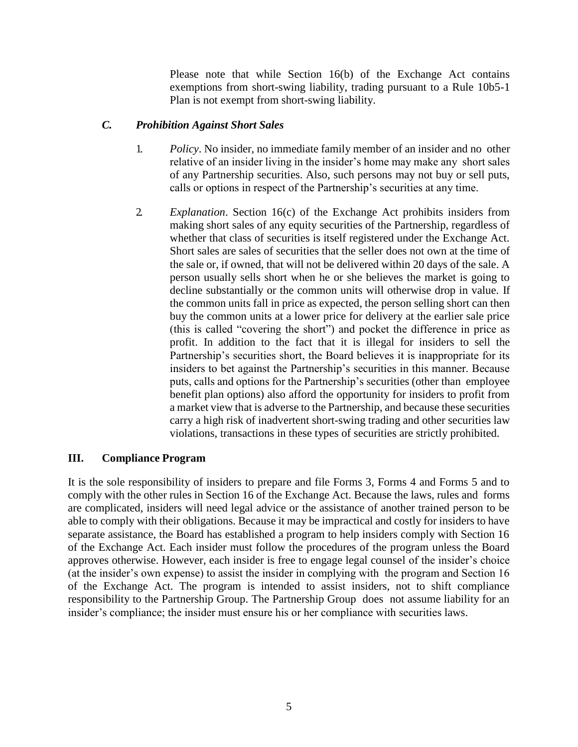Please note that while Section 16(b) of the Exchange Act contains exemptions from short-swing liability, trading pursuant to a Rule 10b5-1 Plan is not exempt from short-swing liability.

### *C. Prohibition Against Short Sales*

1. *Policy*. No insider, no immediate family member of an insider and no other relative of an insider living in the insider's home may make any short sales of any Partnership securities. Also, such persons may not buy or sell puts, calls or options in respect of the Partnership's securities at any time.

2. *Explanation*. Section 16(c) of the Exchange Act prohibits insiders from making short sales of any equity securities of the Partnership, regardless of whether that class of securities is itself registered under the Exchange Act. Short sales are sales of securities that the seller does not own at the time of the sale or, if owned, that will not be delivered within 20 days of the sale. A person usually sells short when he or she believes the market is going to decline substantially or the common units will otherwise drop in value. If the common units fall in price as expected, the person selling short can then buy the common units at a lower price for delivery at the earlier sale price (this is called "covering the short") and pocket the difference in price as profit. In addition to the fact that it is illegal for insiders to sell the Partnership's securities short, the Board believes it is inappropriate for its insiders to bet against the Partnership's securities in this manner. Because puts, calls and options for the Partnership's securities (other than employee benefit plan options) also afford the opportunity for insiders to profit from a market view that is adverse to the Partnership, and because these securities carry a high risk of inadvertent short-swing trading and other securities law violations, transactions in these types of securities are strictly prohibited.

## III. Compliance Program

It is the sole responsibility of insiders to prepare and file Forms 3, Forms 4 and Forms 5 and to comply with the other rules in Section 16 of the Exchange Act. Because the laws, rules and forms are complicated, insiders will need legal advice or the assistance of another trained person to be able to comply with their obligations. Because it may be impractical and costly for insiders to have separate assistance, the Board has established a program to help insiders comply with Section 16 of the Exchange Act. Each insider must follow the procedures of the program unless the Board approves otherwise. However, each insider is free to engage legal counsel of the insider's choice (at the insider's own expense) to assist the insider in complying with the program and Section 16 of the Exchange Act. The program is intended to assist insiders, not to shift compliance responsibility to the Partnership Group. The Partnership Group does not assume liability for an insider's compliance; the insider must ensure his or her compliance with securities laws.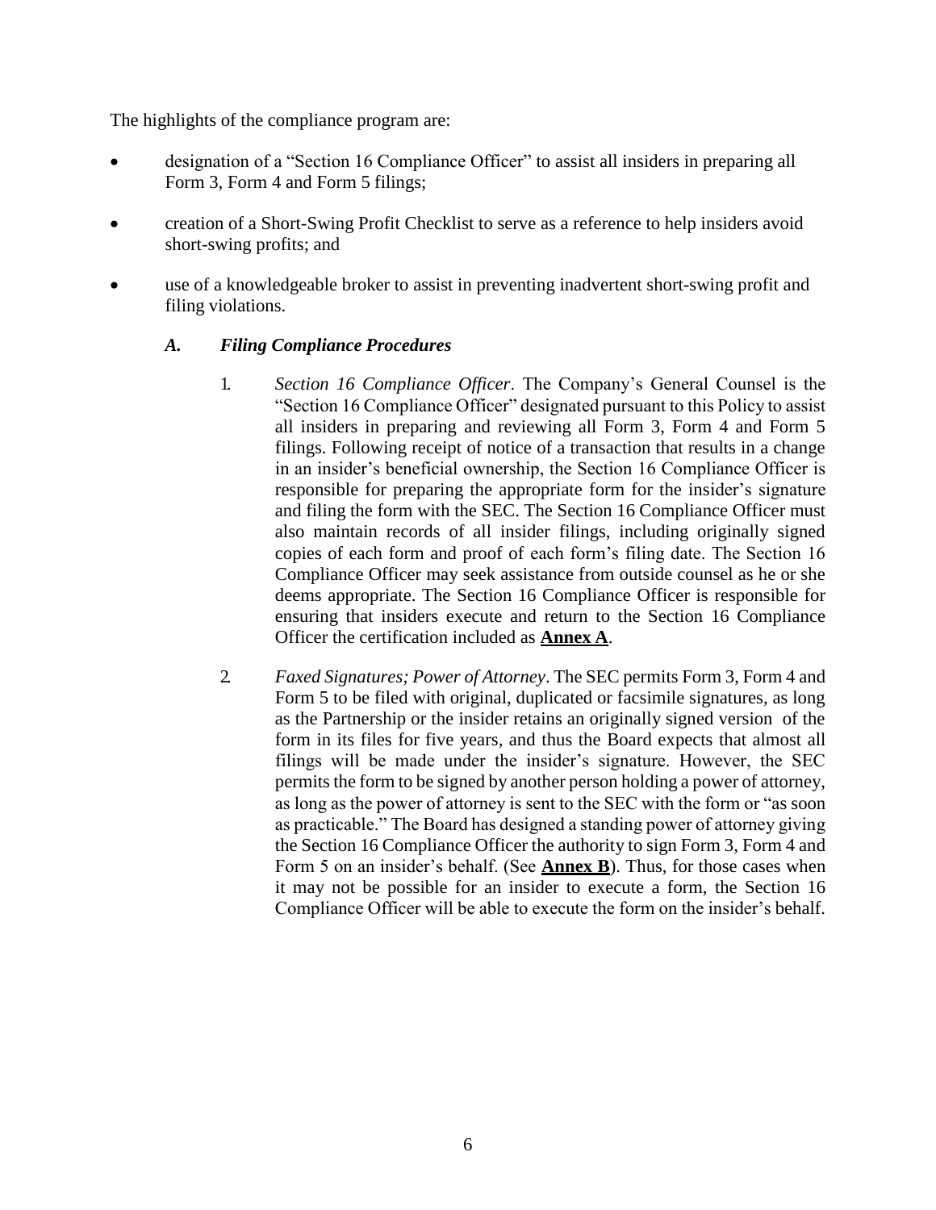The highlights of the compliance program are:

- designation of a "Section 16 Compliance Officer" to assist all insiders in preparing all Form 3, Form 4 and Form 5 filings;
- creation of a Short-Swing Profit Checklist to serve as a reference to help insiders avoid short-swing profits; and
- use of a knowledgeable broker to assist in preventing inadvertent short-swing profit and filing violations.

### *A. Filing Compliance Procedures*

1. *Section 16 Compliance Officer*. The Company's General Counsel is the "Section 16 Compliance Officer" designated pursuant to this Policy to assist all insiders in preparing and reviewing all Form 3, Form 4 and Form 5 filings. Following receipt of notice of a transaction that results in a change in an insider's beneficial ownership, the Section 16 Compliance Officer is responsible for preparing the appropriate form for the insider's signature and filing the form with the SEC. The Section 16 Compliance Officer must also maintain records of all insider filings, including originally signed copies of each form and proof of each form's filing date. The Section 16 Compliance Officer may seek assistance from outside counsel as he or she deems appropriate. The Section 16 Compliance Officer is responsible for ensuring that insiders execute and return to the Section 16 Compliance Officer the certification included as **Annex A**.

2. *Faxed Signatures; Power of Attorney*. The SEC permits Form 3, Form 4 and Form 5 to be filed with original, duplicated or facsimile signatures, as long as the Partnership or the insider retains an originally signed version of the form in its files for five years, and thus the Board expects that almost all filings will be made under the insider's signature. However, the SEC permits the form to be signed by another person holding a power of attorney, as long as the power of attorney is sent to the SEC with the form or "as soon as practicable." The Board has designed a standing power of attorney giving the Section 16 Compliance Officer the authority to sign Form 3, Form 4 and Form 5 on an insider's behalf. (See **Annex B**). Thus, for those cases when it may not be possible for an insider to execute a form, the Section 16 Compliance Officer will be able to execute the form on the insider's behalf.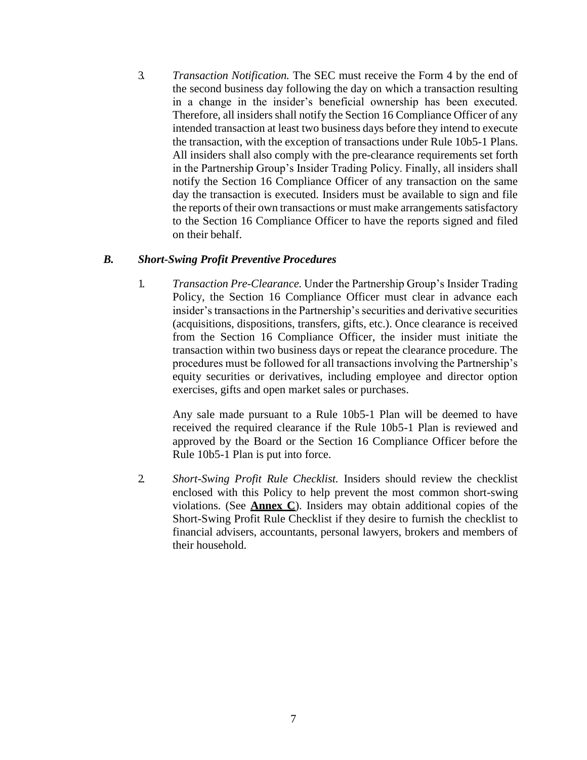3. *Transaction Notification.* The SEC must receive the Form 4 by the end of the second business day following the day on which a transaction resulting in a change in the insider's beneficial ownership has been executed. Therefore, all insiders shall notify the Section 16 Compliance Officer of any intended transaction at least two business days before they intend to execute the transaction, with the exception of transactions under Rule 10b5-1 Plans. All insiders shall also comply with the pre-clearance requirements set forth in the Partnership Group's Insider Trading Policy. Finally, all insiders shall notify the Section 16 Compliance Officer of any transaction on the same day the transaction is executed. Insiders must be available to sign and file the reports of their own transactions or must make arrangements satisfactory to the Section 16 Compliance Officer to have the reports signed and filed on their behalf.

### *B. Short-Swing Profit Preventive Procedures*

1. *Transaction Pre-Clearance.* Under the Partnership Group's Insider Trading Policy, the Section 16 Compliance Officer must clear in advance each insider's transactions in the Partnership's securities and derivative securities (acquisitions, dispositions, transfers, gifts, etc.). Once clearance is received from the Section 16 Compliance Officer, the insider must initiate the transaction within two business days or repeat the clearance procedure. The procedures must be followed for all transactions involving the Partnership's equity securities or derivatives, including employee and director option exercises, gifts and open market sales or purchases.

   Any sale made pursuant to a Rule 10b5-1 Plan will be deemed to have received the required clearance if the Rule 10b5-1 Plan is reviewed and approved by the Board or the Section 16 Compliance Officer before the Rule 10b5-1 Plan is put into force.

2. *Short-Swing Profit Rule Checklist.* Insiders should review the checklist enclosed with this Policy to help prevent the most common short-swing violations. (See **Annex C**). Insiders may obtain additional copies of the Short-Swing Profit Rule Checklist if they desire to furnish the checklist to financial advisers, accountants, personal lawyers, brokers and members of their household.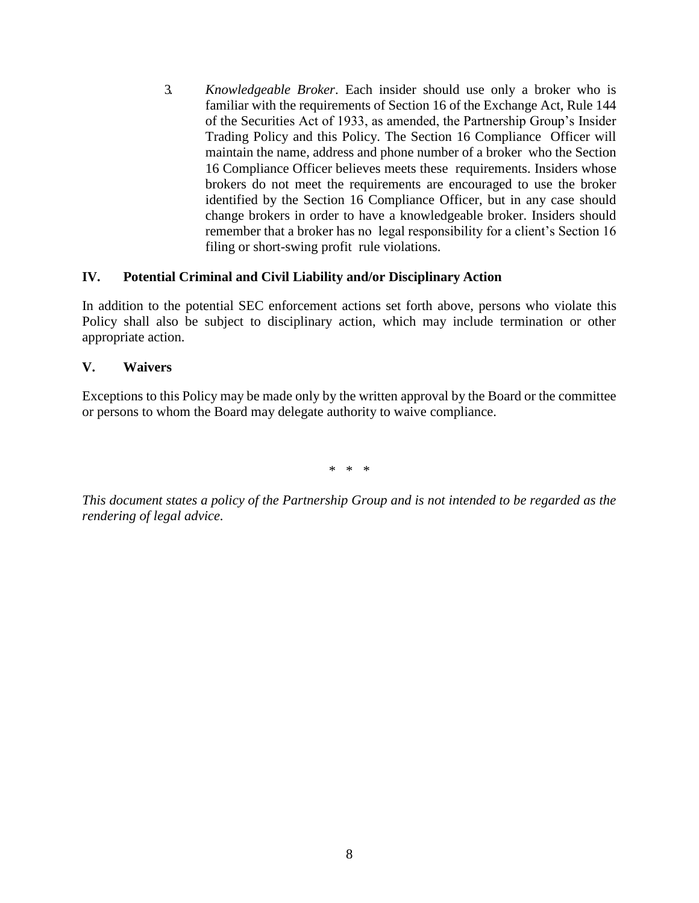3. *Knowledgeable Broker*. Each insider should use only a broker who is familiar with the requirements of Section 16 of the Exchange Act, Rule 144 of the Securities Act of 1933, as amended, the Partnership Group's Insider Trading Policy and this Policy. The Section 16 Compliance Officer will maintain the name, address and phone number of a broker who the Section 16 Compliance Officer believes meets these requirements. Insiders whose brokers do not meet the requirements are encouraged to use the broker identified by the Section 16 Compliance Officer, but in any case should change brokers in order to have a knowledgeable broker. Insiders should remember that a broker has no legal responsibility for a client's Section 16 filing or short-swing profit rule violations.

## IV. Potential Criminal and Civil Liability and/or Disciplinary Action

In addition to the potential SEC enforcement actions set forth above, persons who violate this Policy shall also be subject to disciplinary action, which may include termination or other appropriate action.

## V. Waivers

Exceptions to this Policy may be made only by the written approval by the Board or the committee or persons to whom the Board may delegate authority to waive compliance.

\* \* \*

*This document states a policy of the Partnership Group and is not intended to be regarded as the rendering of legal advice.*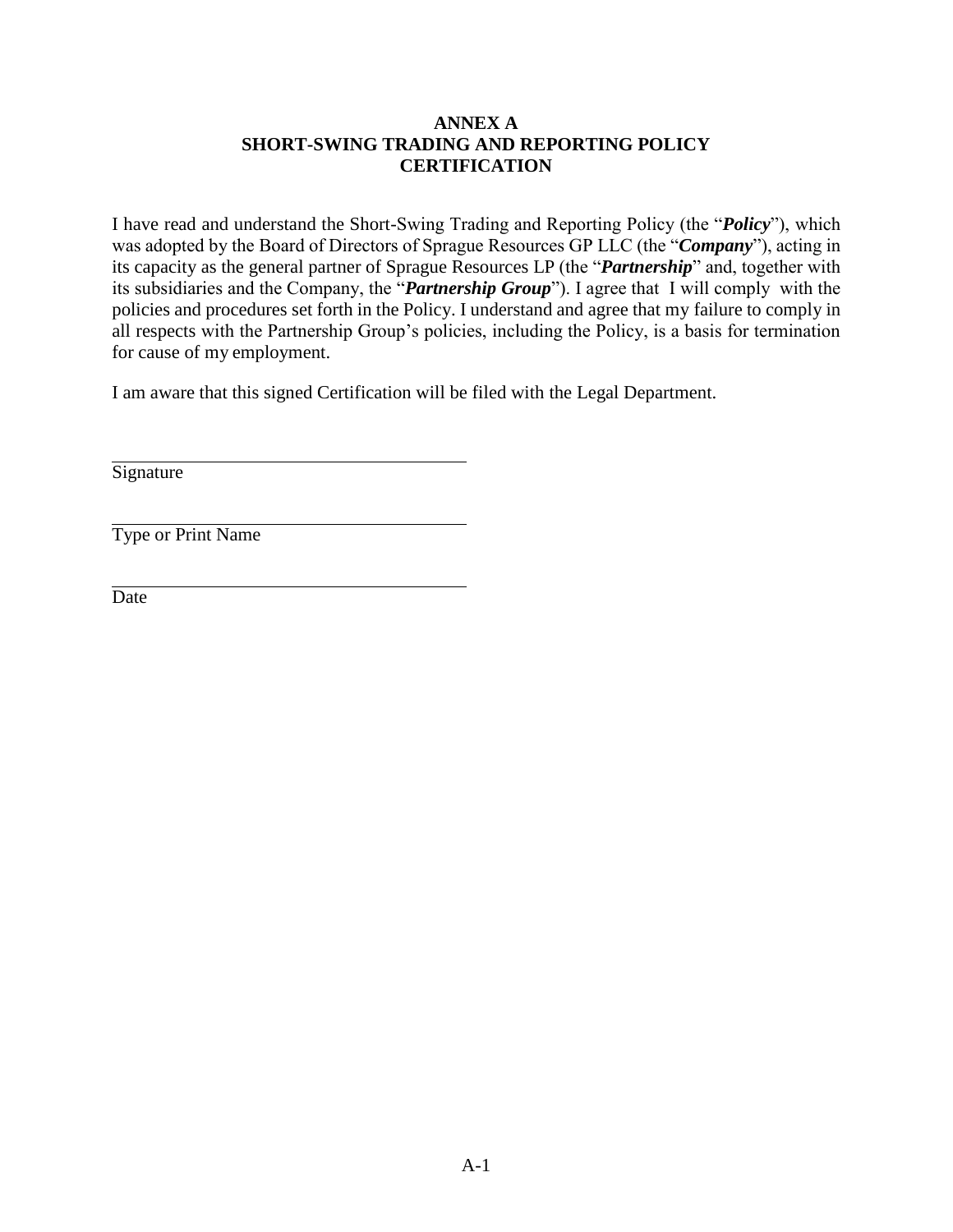# ANNEX A
# SHORT-SWING TRADING AND REPORTING POLICY
# CERTIFICATION

I have read and understand the Short-Swing Trading and Reporting Policy (the "***Policy***"), which was adopted by the Board of Directors of Sprague Resources GP LLC (the "***Company***"), acting in its capacity as the general partner of Sprague Resources LP (the "***Partnership***" and, together with its subsidiaries and the Company, the "***Partnership Group***"). I agree that I will comply with the policies and procedures set forth in the Policy. I understand and agree that my failure to comply in all respects with the Partnership Group's policies, including the Policy, is a basis for termination for cause of my employment.

I am aware that this signed Certification will be filed with the Legal Department.

\_\_\_\_\_\_\_\_\_\_\_\_\_\_\_\_\_\_\_\_\_\_\_\_\_\_\_\_\_\_\_\_\_\_\_\_\_\_
Signature

\_\_\_\_\_\_\_\_\_\_\_\_\_\_\_\_\_\_\_\_\_\_\_\_\_\_\_\_\_\_\_\_\_\_\_\_\_\_
Type or Print Name

\_\_\_\_\_\_\_\_\_\_\_\_\_\_\_\_\_\_\_\_\_\_\_\_\_\_\_\_\_\_\_\_\_\_\_\_\_\_
Date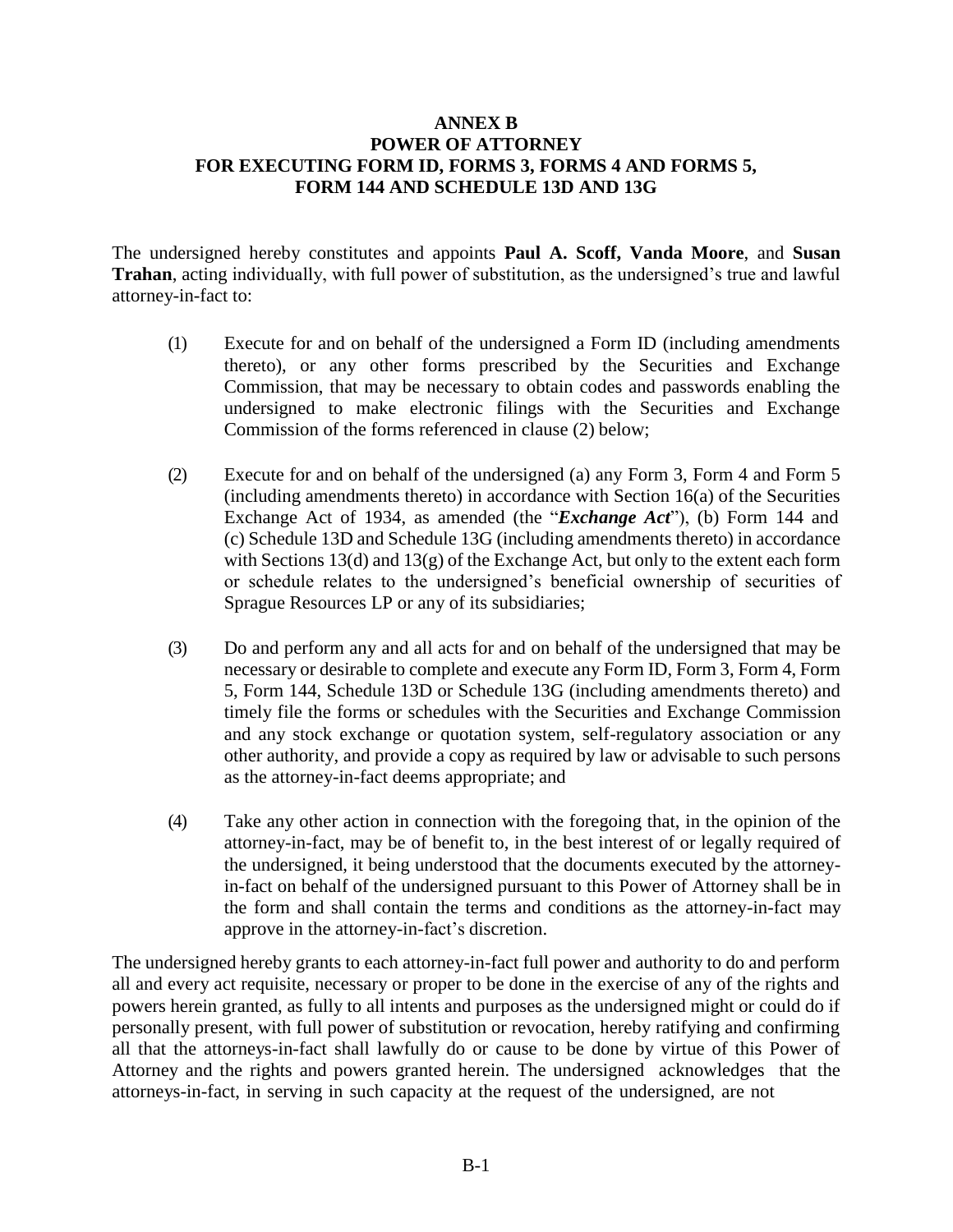**ANNEX B**
**POWER OF ATTORNEY**
**FOR EXECUTING FORM ID, FORMS 3, FORMS 4 AND FORMS 5,**
**FORM 144 AND SCHEDULE 13D AND 13G**

The undersigned hereby constitutes and appoints **Paul A. Scoff, Vanda Moore**, and **Susan Trahan**, acting individually, with full power of substitution, as the undersigned's true and lawful attorney-in-fact to:

(1) Execute for and on behalf of the undersigned a Form ID (including amendments thereto), or any other forms prescribed by the Securities and Exchange Commission, that may be necessary to obtain codes and passwords enabling the undersigned to make electronic filings with the Securities and Exchange Commission of the forms referenced in clause (2) below;

(2) Execute for and on behalf of the undersigned (a) any Form 3, Form 4 and Form 5 (including amendments thereto) in accordance with Section 16(a) of the Securities Exchange Act of 1934, as amended (the "***Exchange Act***"), (b) Form 144 and (c) Schedule 13D and Schedule 13G (including amendments thereto) in accordance with Sections 13(d) and 13(g) of the Exchange Act, but only to the extent each form or schedule relates to the undersigned's beneficial ownership of securities of Sprague Resources LP or any of its subsidiaries;

(3) Do and perform any and all acts for and on behalf of the undersigned that may be necessary or desirable to complete and execute any Form ID, Form 3, Form 4, Form 5, Form 144, Schedule 13D or Schedule 13G (including amendments thereto) and timely file the forms or schedules with the Securities and Exchange Commission and any stock exchange or quotation system, self-regulatory association or any other authority, and provide a copy as required by law or advisable to such persons as the attorney-in-fact deems appropriate; and

(4) Take any other action in connection with the foregoing that, in the opinion of the attorney-in-fact, may be of benefit to, in the best interest of or legally required of the undersigned, it being understood that the documents executed by the attorney-in-fact on behalf of the undersigned pursuant to this Power of Attorney shall be in the form and shall contain the terms and conditions as the attorney-in-fact may approve in the attorney-in-fact's discretion.

The undersigned hereby grants to each attorney-in-fact full power and authority to do and perform all and every act requisite, necessary or proper to be done in the exercise of any of the rights and powers herein granted, as fully to all intents and purposes as the undersigned might or could do if personally present, with full power of substitution or revocation, hereby ratifying and confirming all that the attorneys-in-fact shall lawfully do or cause to be done by virtue of this Power of Attorney and the rights and powers granted herein. The undersigned acknowledges that the attorneys-in-fact, in serving in such capacity at the request of the undersigned, are not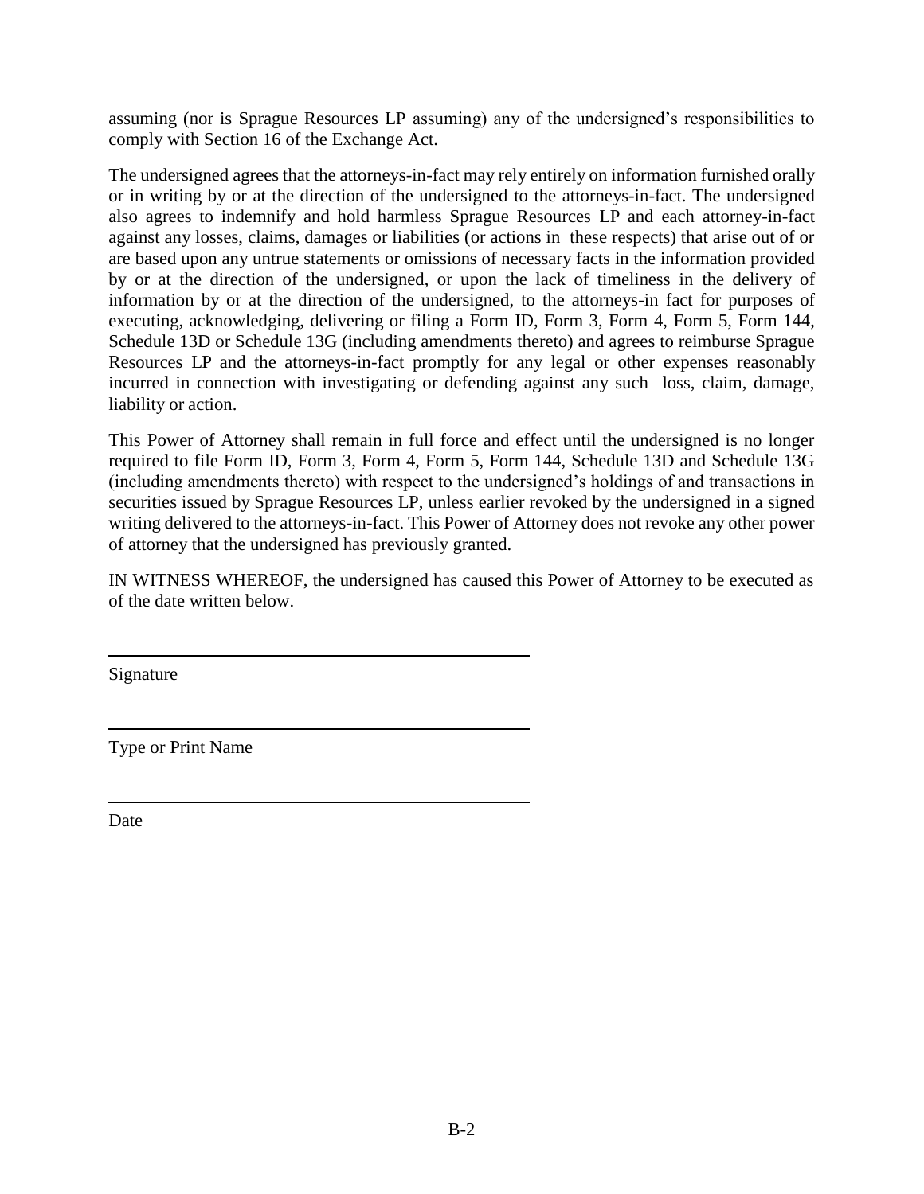assuming (nor is Sprague Resources LP assuming) any of the undersigned's responsibilities to comply with Section 16 of the Exchange Act.

The undersigned agrees that the attorneys-in-fact may rely entirely on information furnished orally or in writing by or at the direction of the undersigned to the attorneys-in-fact. The undersigned also agrees to indemnify and hold harmless Sprague Resources LP and each attorney-in-fact against any losses, claims, damages or liabilities (or actions in these respects) that arise out of or are based upon any untrue statements or omissions of necessary facts in the information provided by or at the direction of the undersigned, or upon the lack of timeliness in the delivery of information by or at the direction of the undersigned, to the attorneys-in fact for purposes of executing, acknowledging, delivering or filing a Form ID, Form 3, Form 4, Form 5, Form 144, Schedule 13D or Schedule 13G (including amendments thereto) and agrees to reimburse Sprague Resources LP and the attorneys-in-fact promptly for any legal or other expenses reasonably incurred in connection with investigating or defending against any such loss, claim, damage, liability or action.

This Power of Attorney shall remain in full force and effect until the undersigned is no longer required to file Form ID, Form 3, Form 4, Form 5, Form 144, Schedule 13D and Schedule 13G (including amendments thereto) with respect to the undersigned's holdings of and transactions in securities issued by Sprague Resources LP, unless earlier revoked by the undersigned in a signed writing delivered to the attorneys-in-fact. This Power of Attorney does not revoke any other power of attorney that the undersigned has previously granted.

IN WITNESS WHEREOF, the undersigned has caused this Power of Attorney to be executed as of the date written below.

\_\_\_\_\_\_\_\_\_\_\_\_\_\_\_\_\_\_\_\_\_\_\_\_\_\_\_\_\_\_\_\_\_\_\_\_

Signature

\_\_\_\_\_\_\_\_\_\_\_\_\_\_\_\_\_\_\_\_\_\_\_\_\_\_\_\_\_\_\_\_\_\_\_\_

Type or Print Name

\_\_\_\_\_\_\_\_\_\_\_\_\_\_\_\_\_\_\_\_\_\_\_\_\_\_\_\_\_\_\_\_\_\_\_\_

Date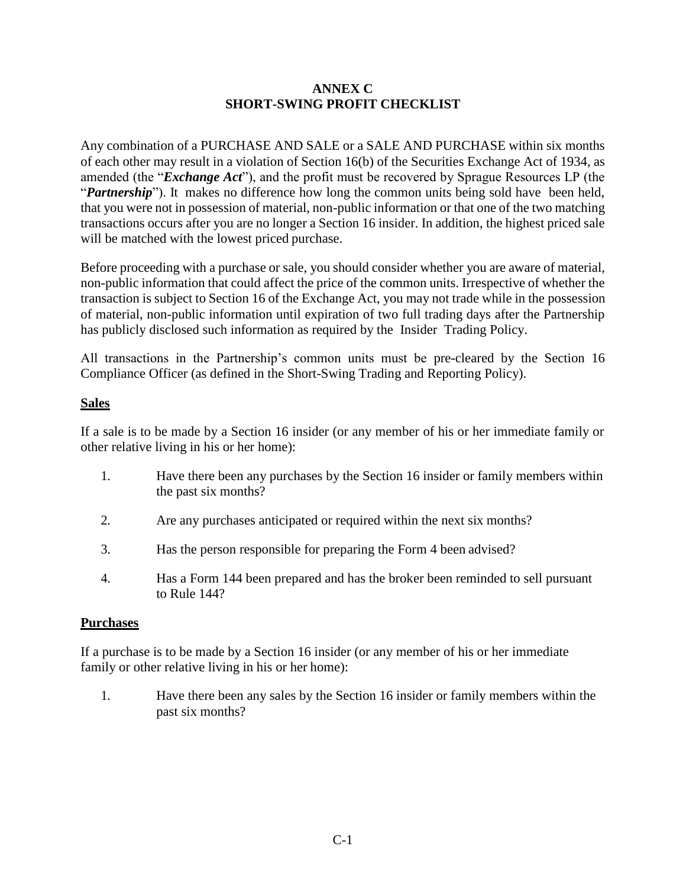# ANNEX C
# SHORT-SWING PROFIT CHECKLIST

Any combination of a PURCHASE AND SALE or a SALE AND PURCHASE within six months of each other may result in a violation of Section 16(b) of the Securities Exchange Act of 1934, as amended (the "***Exchange Act***"), and the profit must be recovered by Sprague Resources LP (the "***Partnership***"). It makes no difference how long the common units being sold have been held, that you were not in possession of material, non-public information or that one of the two matching transactions occurs after you are no longer a Section 16 insider. In addition, the highest priced sale will be matched with the lowest priced purchase.

Before proceeding with a purchase or sale, you should consider whether you are aware of material, non-public information that could affect the price of the common units. Irrespective of whether the transaction is subject to Section 16 of the Exchange Act, you may not trade while in the possession of material, non-public information until expiration of two full trading days after the Partnership has publicly disclosed such information as required by the Insider Trading Policy.

All transactions in the Partnership's common units must be pre-cleared by the Section 16 Compliance Officer (as defined in the Short-Swing Trading and Reporting Policy).

## Sales

If a sale is to be made by a Section 16 insider (or any member of his or her immediate family or other relative living in his or her home):

1. Have there been any purchases by the Section 16 insider or family members within the past six months?
2. Are any purchases anticipated or required within the next six months?
3. Has the person responsible for preparing the Form 4 been advised?
4. Has a Form 144 been prepared and has the broker been reminded to sell pursuant to Rule 144?

## Purchases

If a purchase is to be made by a Section 16 insider (or any member of his or her immediate family or other relative living in his or her home):

1. Have there been any sales by the Section 16 insider or family members within the past six months?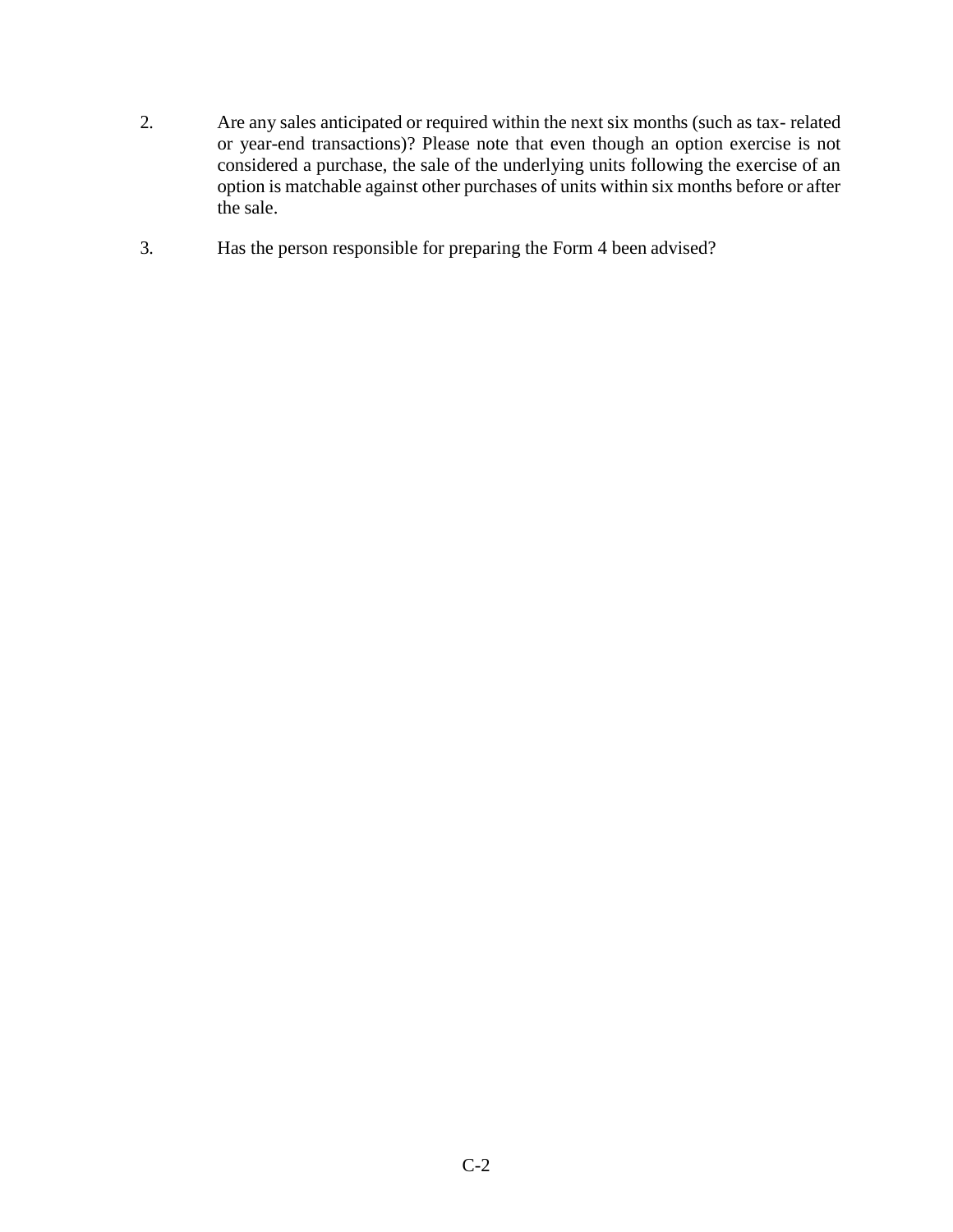2. Are any sales anticipated or required within the next six months (such as tax- related or year-end transactions)? Please note that even though an option exercise is not considered a purchase, the sale of the underlying units following the exercise of an option is matchable against other purchases of units within six months before or after the sale.

3. Has the person responsible for preparing the Form 4 been advised?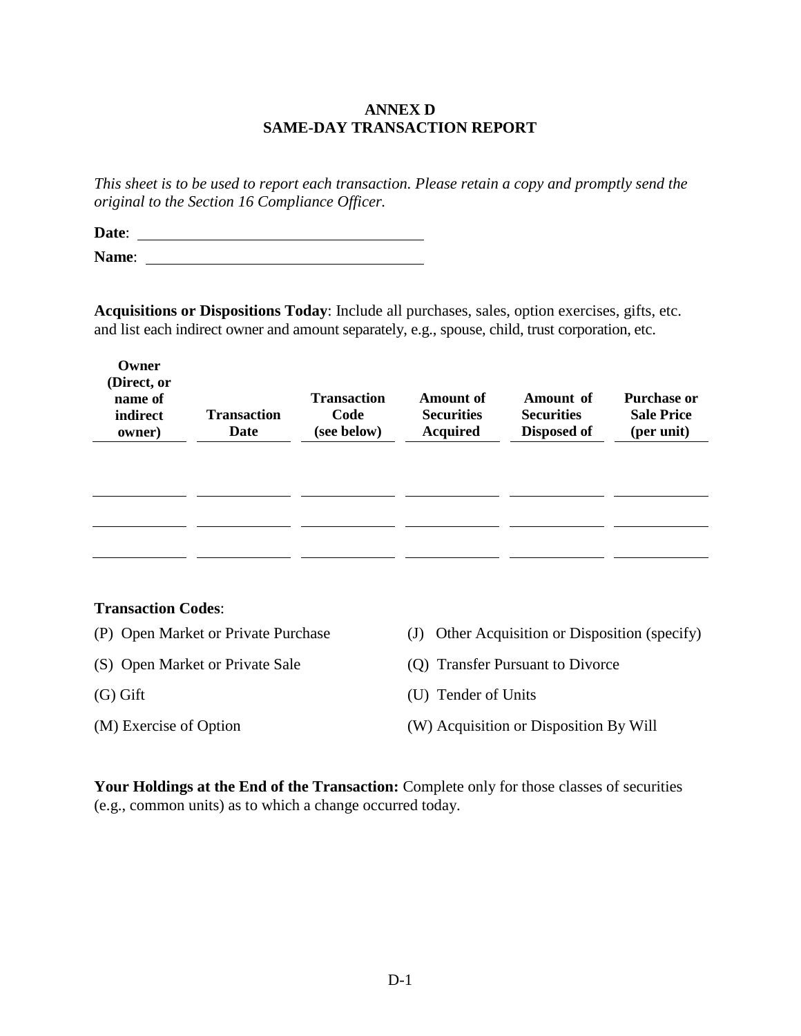# ANNEX D
## SAME-DAY TRANSACTION REPORT

*This sheet is to be used to report each transaction. Please retain a copy and promptly send the original to the Section 16 Compliance Officer.*

**Date**: \_\_\_\_\_\_\_\_\_\_\_\_\_\_\_\_\_\_\_\_\_\_\_\_\_\_\_\_\_\_

**Name**: \_\_\_\_\_\_\_\_\_\_\_\_\_\_\_\_\_\_\_\_\_\_\_\_\_\_\_\_\_\_

**Acquisitions or Dispositions Today**: Include all purchases, sales, option exercises, gifts, etc. and list each indirect owner and amount separately, e.g., spouse, child, trust corporation, etc.

| Owner (Direct, or name of indirect owner) | Transaction Date | Transaction Code (see below) | Amount of Securities Acquired | Amount of Securities Disposed of | Purchase or Sale Price (per unit) |
|---|---|---|---|---|---|
| | | | | | |
| | | | | | |
| | | | | | |

**Transaction Codes**:

| | |
|---|---|
| (P) Open Market or Private Purchase | (J) Other Acquisition or Disposition (specify) |
| (S) Open Market or Private Sale | (Q) Transfer Pursuant to Divorce |
| (G) Gift | (U) Tender of Units |
| (M) Exercise of Option | (W) Acquisition or Disposition By Will |

**Your Holdings at the End of the Transaction:** Complete only for those classes of securities (e.g., common units) as to which a change occurred today.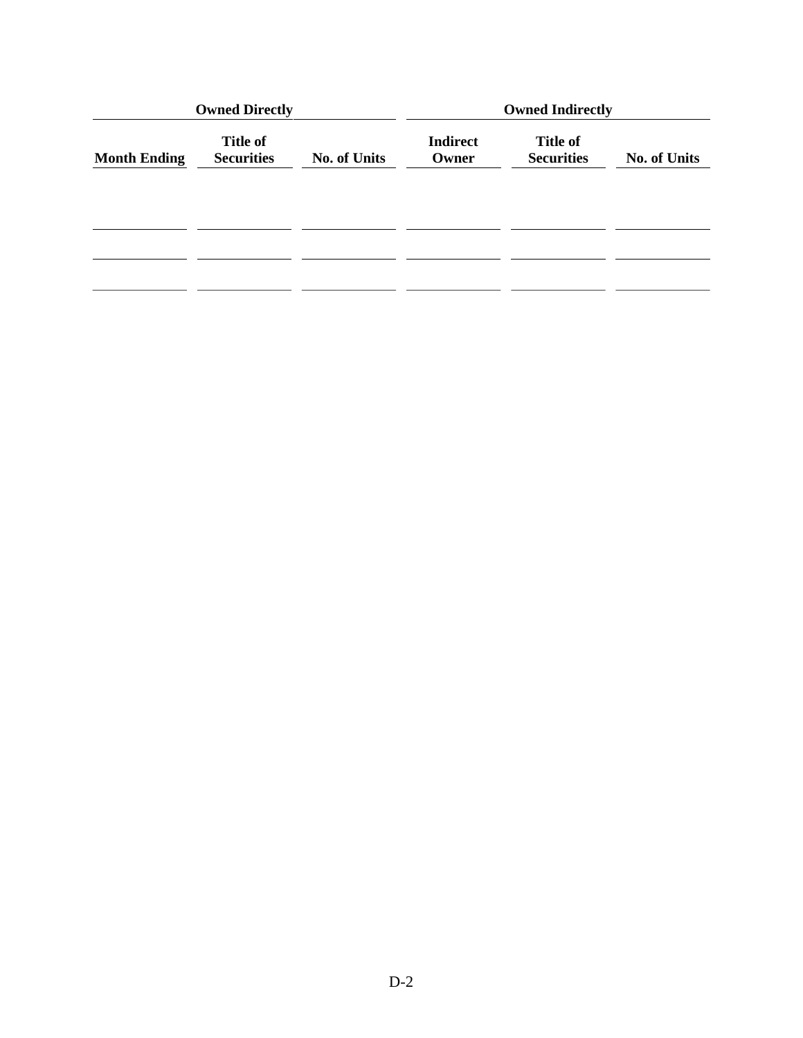| Owned Directly | | | Owned Indirectly | | |
|---|---|---|---|---|---|
| Month Ending | Title of Securities | No. of Units | Indirect Owner | Title of Securities | No. of Units |
| | | | | | |
| | | | | | |
| | | | | | |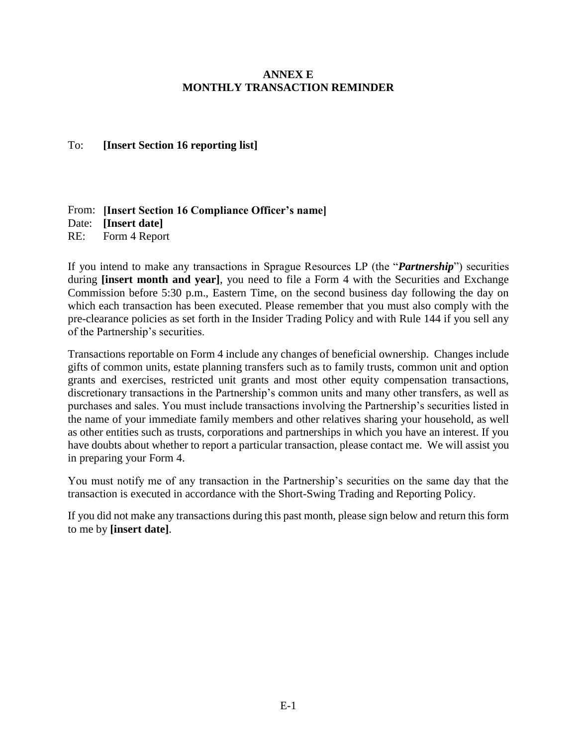# ANNEX E
# MONTHLY TRANSACTION REMINDER

To: **[Insert Section 16 reporting list]**

From: **[Insert Section 16 Compliance Officer's name]**
Date: **[Insert date]**
RE: Form 4 Report

If you intend to make any transactions in Sprague Resources LP (the "***Partnership***") securities during **[insert month and year]**, you need to file a Form 4 with the Securities and Exchange Commission before 5:30 p.m., Eastern Time, on the second business day following the day on which each transaction has been executed. Please remember that you must also comply with the pre-clearance policies as set forth in the Insider Trading Policy and with Rule 144 if you sell any of the Partnership's securities.

Transactions reportable on Form 4 include any changes of beneficial ownership. Changes include gifts of common units, estate planning transfers such as to family trusts, common unit and option grants and exercises, restricted unit grants and most other equity compensation transactions, discretionary transactions in the Partnership's common units and many other transfers, as well as purchases and sales. You must include transactions involving the Partnership's securities listed in the name of your immediate family members and other relatives sharing your household, as well as other entities such as trusts, corporations and partnerships in which you have an interest. If you have doubts about whether to report a particular transaction, please contact me. We will assist you in preparing your Form 4.

You must notify me of any transaction in the Partnership's securities on the same day that the transaction is executed in accordance with the Short-Swing Trading and Reporting Policy.

If you did not make any transactions during this past month, please sign below and return this form to me by **[insert date]**.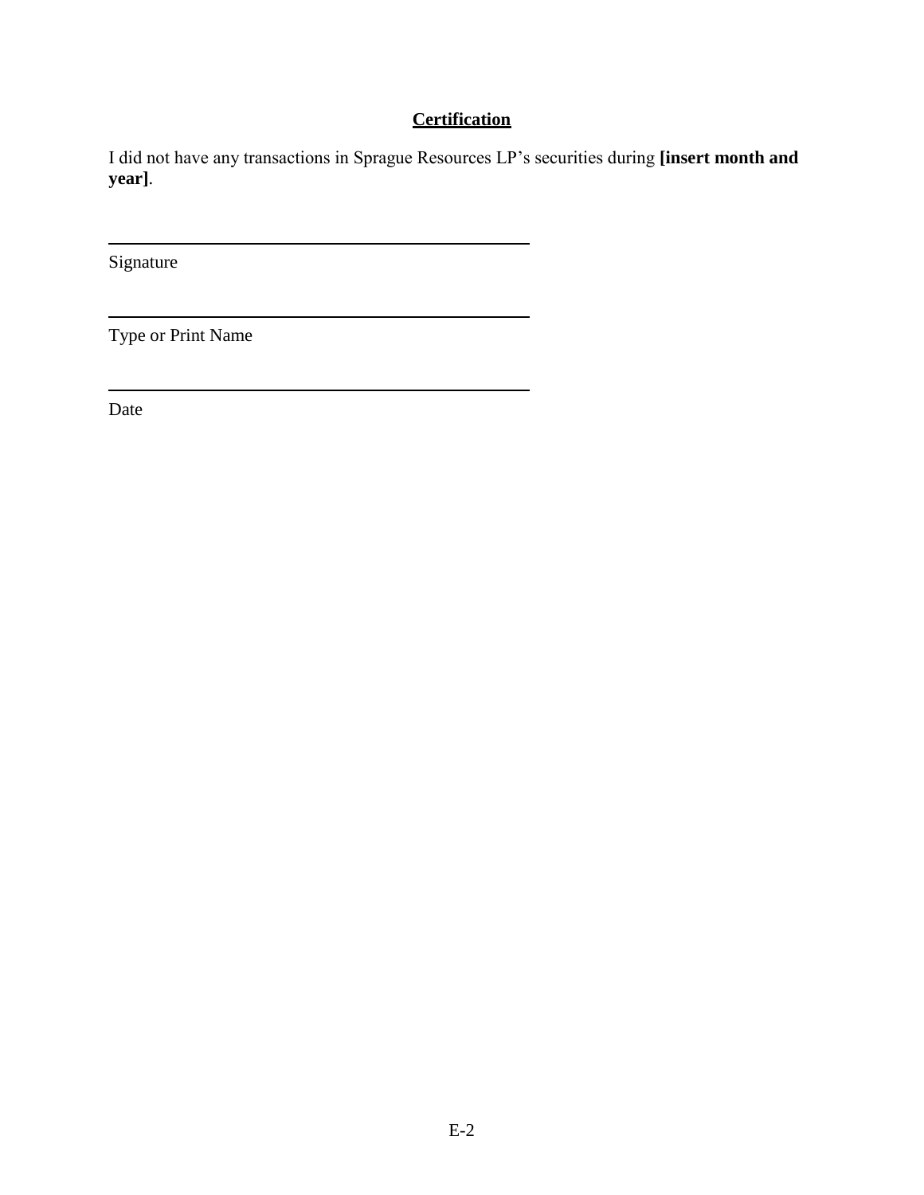## Certification

I did not have any transactions in Sprague Resources LP's securities during **[insert month and year]**.

\_\_\_\_\_\_\_\_\_\_\_\_\_\_\_\_\_\_\_\_\_\_\_\_\_\_\_\_\_\_\_\_\_\_\_\_\_\_\_\_

Signature

\_\_\_\_\_\_\_\_\_\_\_\_\_\_\_\_\_\_\_\_\_\_\_\_\_\_\_\_\_\_\_\_\_\_\_\_\_\_\_\_

Type or Print Name

\_\_\_\_\_\_\_\_\_\_\_\_\_\_\_\_\_\_\_\_\_\_\_\_\_\_\_\_\_\_\_\_\_\_\_\_\_\_\_\_

Date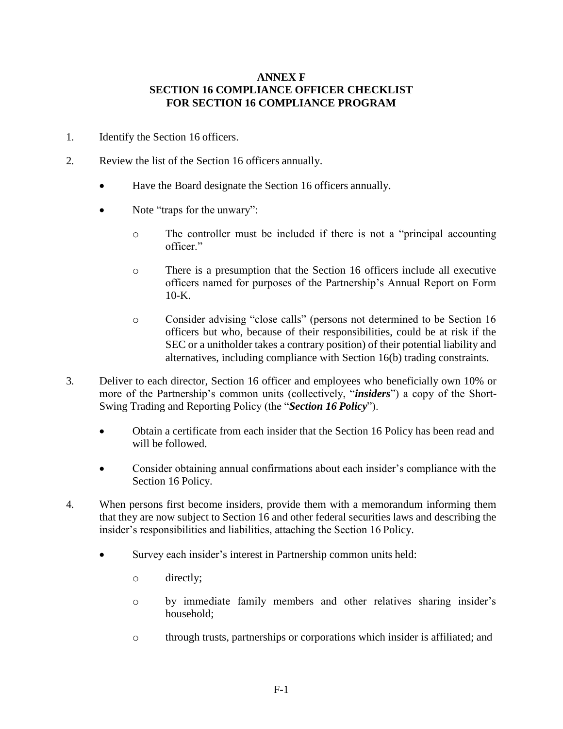# ANNEX F
## SECTION 16 COMPLIANCE OFFICER CHECKLIST FOR SECTION 16 COMPLIANCE PROGRAM

1. Identify the Section 16 officers.

2. Review the list of the Section 16 officers annually.

   - Have the Board designate the Section 16 officers annually.
   - Note "traps for the unwary":
     - The controller must be included if there is not a "principal accounting officer."
     - There is a presumption that the Section 16 officers include all executive officers named for purposes of the Partnership's Annual Report on Form 10-K.
     - Consider advising "close calls" (persons not determined to be Section 16 officers but who, because of their responsibilities, could be at risk if the SEC or a unitholder takes a contrary position) of their potential liability and alternatives, including compliance with Section 16(b) trading constraints.

3. Deliver to each director, Section 16 officer and employees who beneficially own 10% or more of the Partnership's common units (collectively, "***insiders***") a copy of the Short-Swing Trading and Reporting Policy (the "***Section 16 Policy***").

   - Obtain a certificate from each insider that the Section 16 Policy has been read and will be followed.
   - Consider obtaining annual confirmations about each insider's compliance with the Section 16 Policy.

4. When persons first become insiders, provide them with a memorandum informing them that they are now subject to Section 16 and other federal securities laws and describing the insider's responsibilities and liabilities, attaching the Section 16 Policy.

   - Survey each insider's interest in Partnership common units held:
     - directly;
     - by immediate family members and other relatives sharing insider's household;
     - through trusts, partnerships or corporations which insider is affiliated; and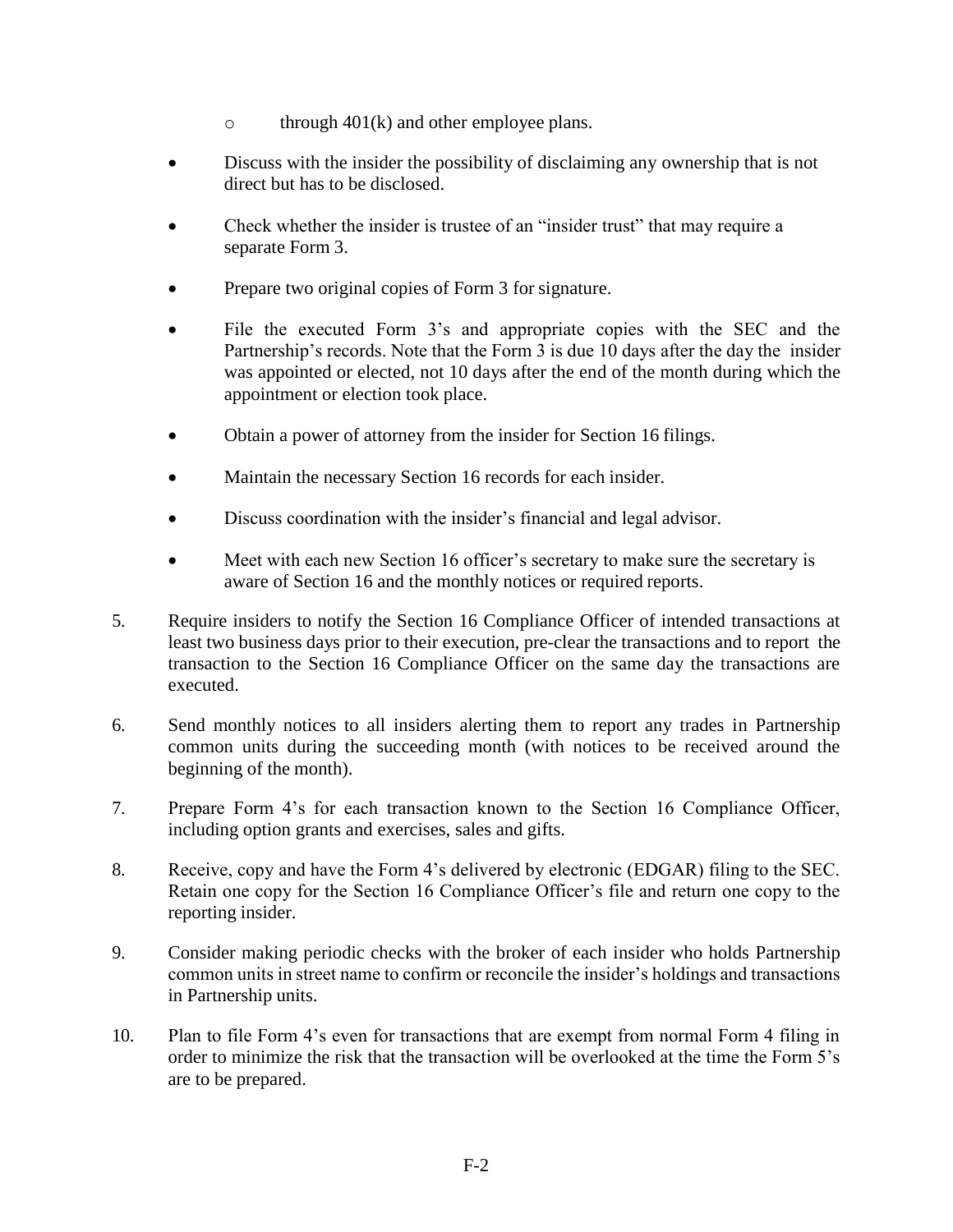- through 401(k) and other employee plans.

- Discuss with the insider the possibility of disclaiming any ownership that is not direct but has to be disclosed.

- Check whether the insider is trustee of an "insider trust" that may require a separate Form 3.

- Prepare two original copies of Form 3 for signature.

- File the executed Form 3's and appropriate copies with the SEC and the Partnership's records. Note that the Form 3 is due 10 days after the day the insider was appointed or elected, not 10 days after the end of the month during which the appointment or election took place.

- Obtain a power of attorney from the insider for Section 16 filings.

- Maintain the necessary Section 16 records for each insider.

- Discuss coordination with the insider's financial and legal advisor.

- Meet with each new Section 16 officer's secretary to make sure the secretary is aware of Section 16 and the monthly notices or required reports.

5. Require insiders to notify the Section 16 Compliance Officer of intended transactions at least two business days prior to their execution, pre-clear the transactions and to report the transaction to the Section 16 Compliance Officer on the same day the transactions are executed.

6. Send monthly notices to all insiders alerting them to report any trades in Partnership common units during the succeeding month (with notices to be received around the beginning of the month).

7. Prepare Form 4's for each transaction known to the Section 16 Compliance Officer, including option grants and exercises, sales and gifts.

8. Receive, copy and have the Form 4's delivered by electronic (EDGAR) filing to the SEC. Retain one copy for the Section 16 Compliance Officer's file and return one copy to the reporting insider.

9. Consider making periodic checks with the broker of each insider who holds Partnership common units in street name to confirm or reconcile the insider's holdings and transactions in Partnership units.

10. Plan to file Form 4's even for transactions that are exempt from normal Form 4 filing in order to minimize the risk that the transaction will be overlooked at the time the Form 5's are to be prepared.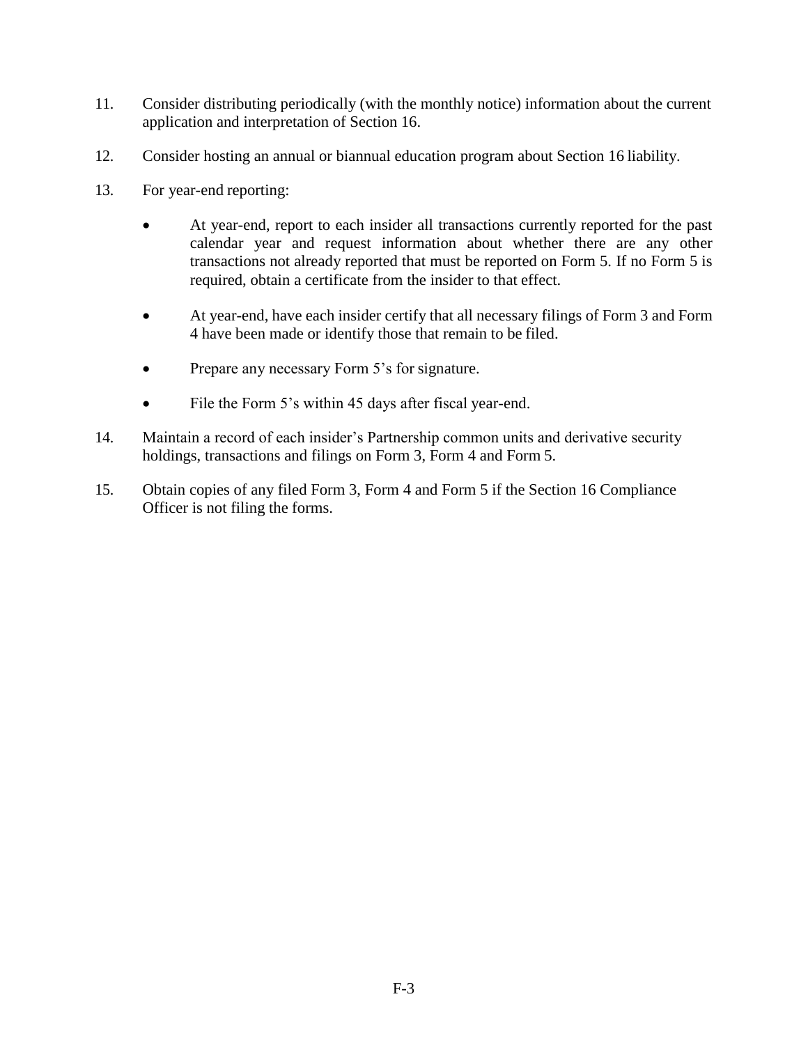11. Consider distributing periodically (with the monthly notice) information about the current application and interpretation of Section 16.

12. Consider hosting an annual or biannual education program about Section 16 liability.

13. For year-end reporting:

    - At year-end, report to each insider all transactions currently reported for the past calendar year and request information about whether there are any other transactions not already reported that must be reported on Form 5. If no Form 5 is required, obtain a certificate from the insider to that effect.

    - At year-end, have each insider certify that all necessary filings of Form 3 and Form 4 have been made or identify those that remain to be filed.

    - Prepare any necessary Form 5's for signature.

    - File the Form 5's within 45 days after fiscal year-end.

14. Maintain a record of each insider's Partnership common units and derivative security holdings, transactions and filings on Form 3, Form 4 and Form 5.

15. Obtain copies of any filed Form 3, Form 4 and Form 5 if the Section 16 Compliance Officer is not filing the forms.